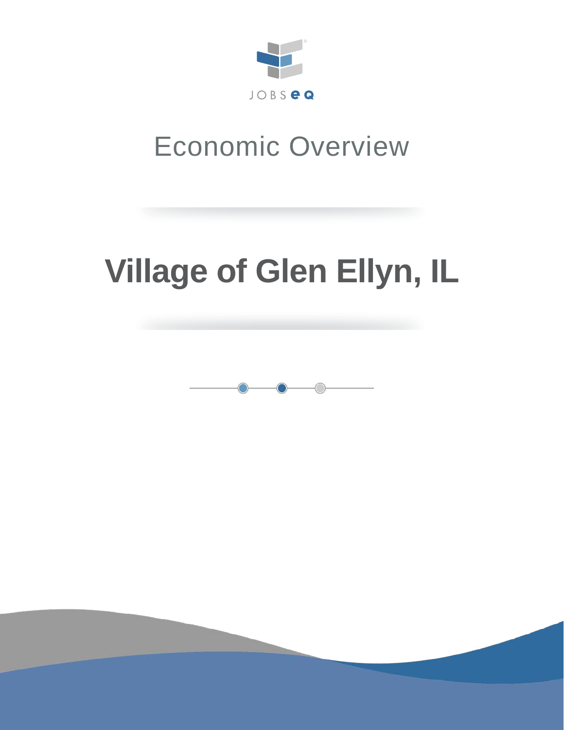JOBSEQ

# Economic Overview

# Village of Glen Ellyn, IL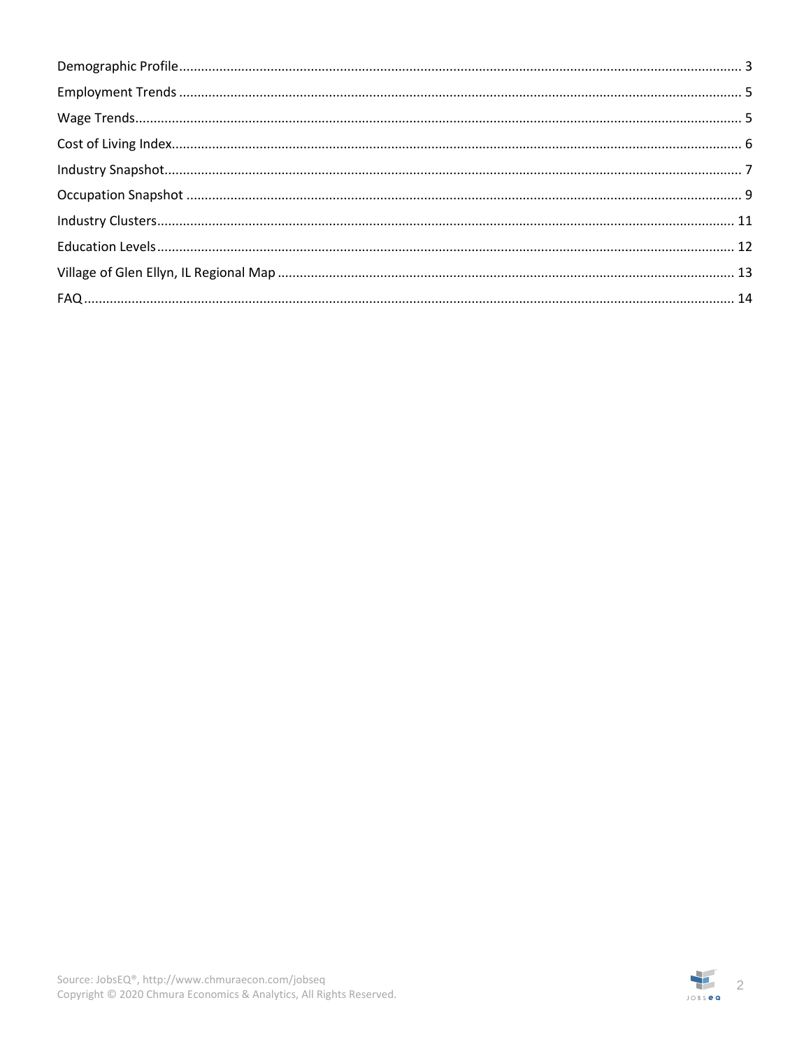Demographic Profile ........................................................................................................ 3

Employment Trends ........................................................................................................ 5

Wage Trends.................................................................................................................. 5

Cost of Living Index......................................................................................................... 6

Industry Snapshot............................................................................................................ 7

Occupation Snapshot ........................................................................................................ 9

Industry Clusters............................................................................................................ 11

Education Levels............................................................................................................ 12

Village of Glen Ellyn, IL Regional Map ............................................................................. 13

FAQ.............................................................................................................................. 14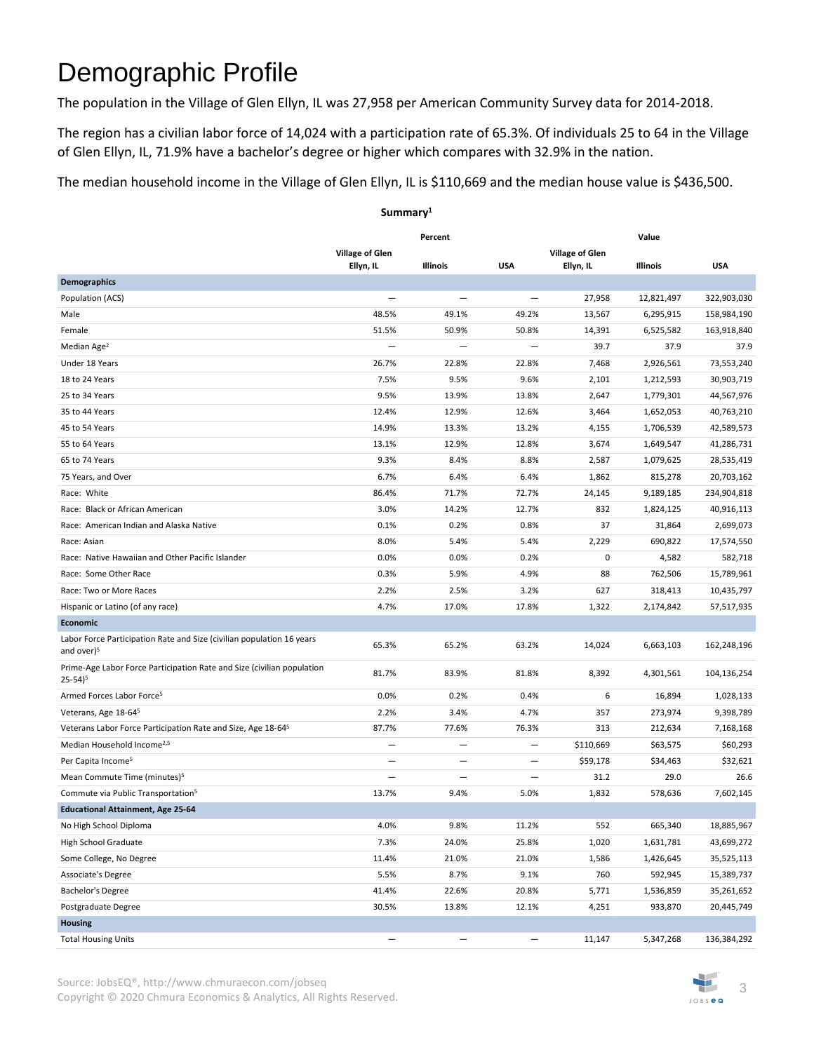# Demographic Profile

The population in the Village of Glen Ellyn, IL was 27,958 per American Community Survey data for 2014-2018.

The region has a civilian labor force of 14,024 with a participation rate of 65.3%. Of individuals 25 to 64 in the Village of Glen Ellyn, IL, 71.9% have a bachelor's degree or higher which compares with 32.9% in the nation.

The median household income in the Village of Glen Ellyn, IL is $110,669 and the median house value is $436,500.

**Summary[1]**

| | Percent | | | Value | | |
|---|---|---|---|---|---|---|
| | Village of Glen Ellyn, IL | Illinois | USA | Village of Glen Ellyn, IL | Illinois | USA |
| **Demographics** | | | | | | |
| Population (ACS) | — | — | — | 27,958 | 12,821,497 | 322,903,030 |
| Male | 48.5% | 49.1% | 49.2% | 13,567 | 6,295,915 | 158,984,190 |
| Female | 51.5% | 50.9% | 50.8% | 14,391 | 6,525,582 | 163,918,840 |
| Median Age[2] | — | — | — | 39.7 | 37.9 | 37.9 |
| Under 18 Years | 26.7% | 22.8% | 22.8% | 7,468 | 2,926,561 | 73,553,240 |
| 18 to 24 Years | 7.5% | 9.5% | 9.6% | 2,101 | 1,212,593 | 30,903,719 |
| 25 to 34 Years | 9.5% | 13.9% | 13.8% | 2,647 | 1,779,301 | 44,567,976 |
| 35 to 44 Years | 12.4% | 12.9% | 12.6% | 3,464 | 1,652,053 | 40,763,210 |
| 45 to 54 Years | 14.9% | 13.3% | 13.2% | 4,155 | 1,706,539 | 42,589,573 |
| 55 to 64 Years | 13.1% | 12.9% | 12.8% | 3,674 | 1,649,547 | 41,286,731 |
| 65 to 74 Years | 9.3% | 8.4% | 8.8% | 2,587 | 1,079,625 | 28,535,419 |
| 75 Years, and Over | 6.7% | 6.4% | 6.4% | 1,862 | 815,278 | 20,703,162 |
| Race: White | 86.4% | 71.7% | 72.7% | 24,145 | 9,189,185 | 234,904,818 |
| Race: Black or African American | 3.0% | 14.2% | 12.7% | 832 | 1,824,125 | 40,916,113 |
| Race: American Indian and Alaska Native | 0.1% | 0.2% | 0.8% | 37 | 31,864 | 2,699,073 |
| Race: Asian | 8.0% | 5.4% | 5.4% | 2,229 | 690,822 | 17,574,550 |
| Race: Native Hawaiian and Other Pacific Islander | 0.0% | 0.0% | 0.2% | 0 | 4,582 | 582,718 |
| Race: Some Other Race | 0.3% | 5.9% | 4.9% | 88 | 762,506 | 15,789,961 |
| Race: Two or More Races | 2.2% | 2.5% | 3.2% | 627 | 318,413 | 10,435,797 |
| Hispanic or Latino (of any race) | 4.7% | 17.0% | 17.8% | 1,322 | 2,174,842 | 57,517,935 |
| **Economic** | | | | | | |
| Labor Force Participation Rate and Size (civilian population 16 years and over)[5] | 65.3% | 65.2% | 63.2% | 14,024 | 6,663,103 | 162,248,196 |
| Prime-Age Labor Force Participation Rate and Size (civilian population 25-54)[5] | 81.7% | 83.9% | 81.8% | 8,392 | 4,301,561 | 104,136,254 |
| Armed Forces Labor Force[5] | 0.0% | 0.2% | 0.4% | 6 | 16,894 | 1,028,133 |
| Veterans, Age 18-64[5] | 2.2% | 3.4% | 4.7% | 357 | 273,974 | 9,398,789 |
| Veterans Labor Force Participation Rate and Size, Age 18-64[5] | 87.7% | 77.6% | 76.3% | 313 | 212,634 | 7,168,168 |
| Median Household Income[2,5] | — | — | — | $110,669 | $63,575 | $60,293 |
| Per Capita Income[5] | — | — | — | $59,178 | $34,463 | $32,621 |
| Mean Commute Time (minutes)[5] | — | — | — | 31.2 | 29.0 | 26.6 |
| Commute via Public Transportation[5] | 13.7% | 9.4% | 5.0% | 1,832 | 578,636 | 7,602,145 |
| **Educational Attainment, Age 25-64** | | | | | | |
| No High School Diploma | 4.0% | 9.8% | 11.2% | 552 | 665,340 | 18,885,967 |
| High School Graduate | 7.3% | 24.0% | 25.8% | 1,020 | 1,631,781 | 43,699,272 |
| Some College, No Degree | 11.4% | 21.0% | 21.0% | 1,586 | 1,426,645 | 35,525,113 |
| Associate's Degree | 5.5% | 8.7% | 9.1% | 760 | 592,945 | 15,389,737 |
| Bachelor's Degree | 41.4% | 22.6% | 20.8% | 5,771 | 1,536,859 | 35,261,652 |
| Postgraduate Degree | 30.5% | 13.8% | 12.1% | 4,251 | 933,870 | 20,445,749 |
| **Housing** | | | | | | |
| Total Housing Units | — | — | — | 11,147 | 5,347,268 | 136,384,292 |

Source: JobsEQ®, http://www.chmuraecon.com/jobseq
Copyright © 2020 Chmura Economics & Analytics, All Rights Reserved.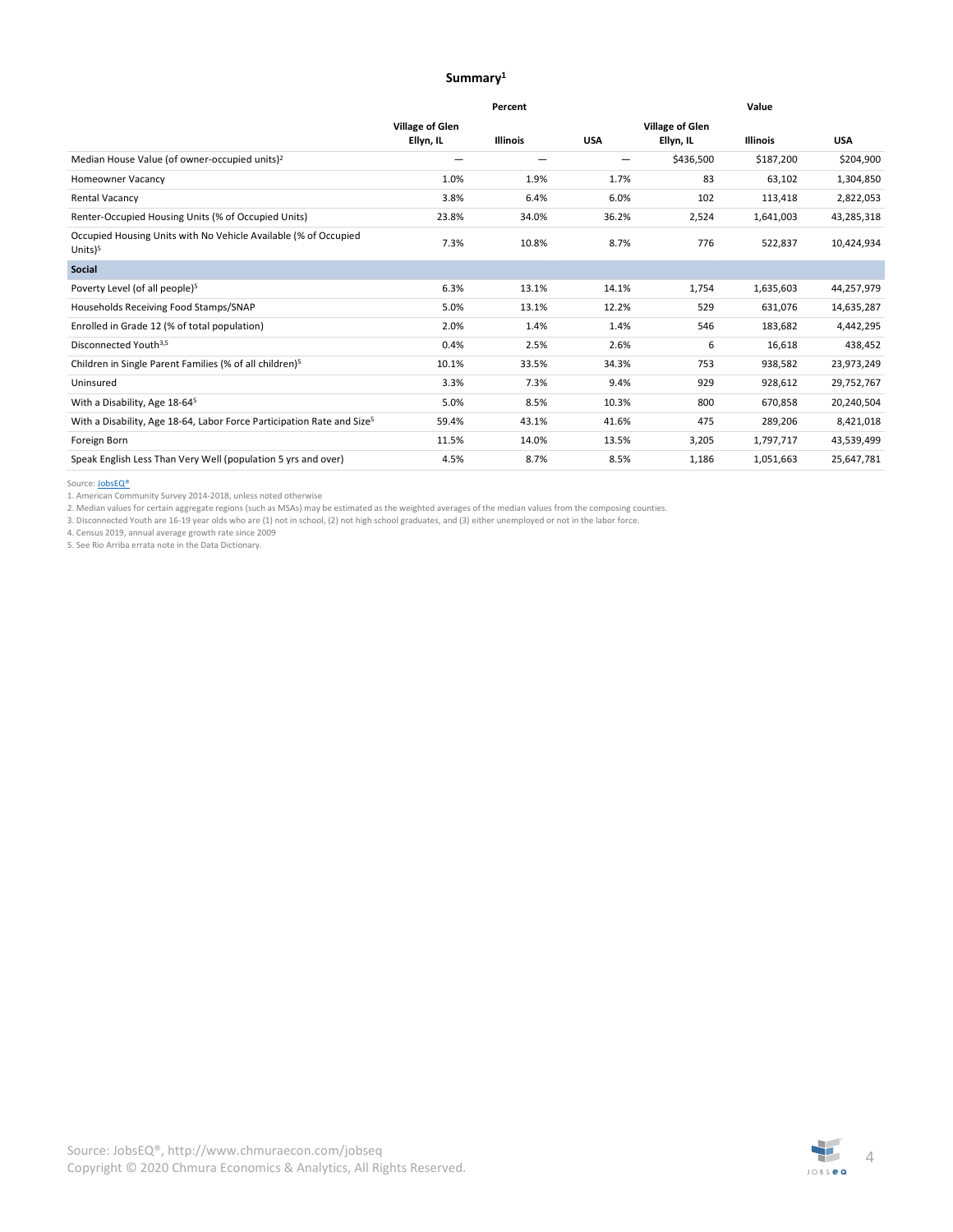## Summary[1]

| | Percent | | | Value | | |
|---|---|---|---|---|---|---|
| | Village of Glen Ellyn, IL | Illinois | USA | Village of Glen Ellyn, IL | Illinois | USA |
| Median House Value (of owner-occupied units)[2] | — | — | — | $436,500 | $187,200 | $204,900 |
| Homeowner Vacancy | 1.0% | 1.9% | 1.7% | 83 | 63,102 | 1,304,850 |
| Rental Vacancy | 3.8% | 6.4% | 6.0% | 102 | 113,418 | 2,822,053 |
| Renter-Occupied Housing Units (% of Occupied Units) | 23.8% | 34.0% | 36.2% | 2,524 | 1,641,003 | 43,285,318 |
| Occupied Housing Units with No Vehicle Available (% of Occupied Units)[5] | 7.3% | 10.8% | 8.7% | 776 | 522,837 | 10,424,934 |
| **Social** | | | | | | |
| Poverty Level (of all people)[5] | 6.3% | 13.1% | 14.1% | 1,754 | 1,635,603 | 44,257,979 |
| Households Receiving Food Stamps/SNAP | 5.0% | 13.1% | 12.2% | 529 | 631,076 | 14,635,287 |
| Enrolled in Grade 12 (% of total population) | 2.0% | 1.4% | 1.4% | 546 | 183,682 | 4,442,295 |
| Disconnected Youth[3,5] | 0.4% | 2.5% | 2.6% | 6 | 16,618 | 438,452 |
| Children in Single Parent Families (% of all children)[5] | 10.1% | 33.5% | 34.3% | 753 | 938,582 | 23,973,249 |
| Uninsured | 3.3% | 7.3% | 9.4% | 929 | 928,612 | 29,752,767 |
| With a Disability, Age 18-64[5] | 5.0% | 8.5% | 10.3% | 800 | 670,858 | 20,240,504 |
| With a Disability, Age 18-64, Labor Force Participation Rate and Size[5] | 59.4% | 43.1% | 41.6% | 475 | 289,206 | 8,421,018 |
| Foreign Born | 11.5% | 14.0% | 13.5% | 3,205 | 1,797,717 | 43,539,499 |
| Speak English Less Than Very Well (population 5 yrs and over) | 4.5% | 8.7% | 8.5% | 1,186 | 1,051,663 | 25,647,781 |

Source: JobsEQ®

1. American Community Survey 2014-2018, unless noted otherwise
2. Median values for certain aggregate regions (such as MSAs) may be estimated as the weighted averages of the median values from the composing counties.
3. Disconnected Youth are 16-19 year olds who are (1) not in school, (2) not high school graduates, and (3) either unemployed or not in the labor force.
4. Census 2019, annual average growth rate since 2009
5. See Rio Arriba errata note in the Data Dictionary.

Source: JobsEQ®, http://www.chmuraecon.com/jobseq
Copyright © 2020 Chmura Economics & Analytics, All Rights Reserved.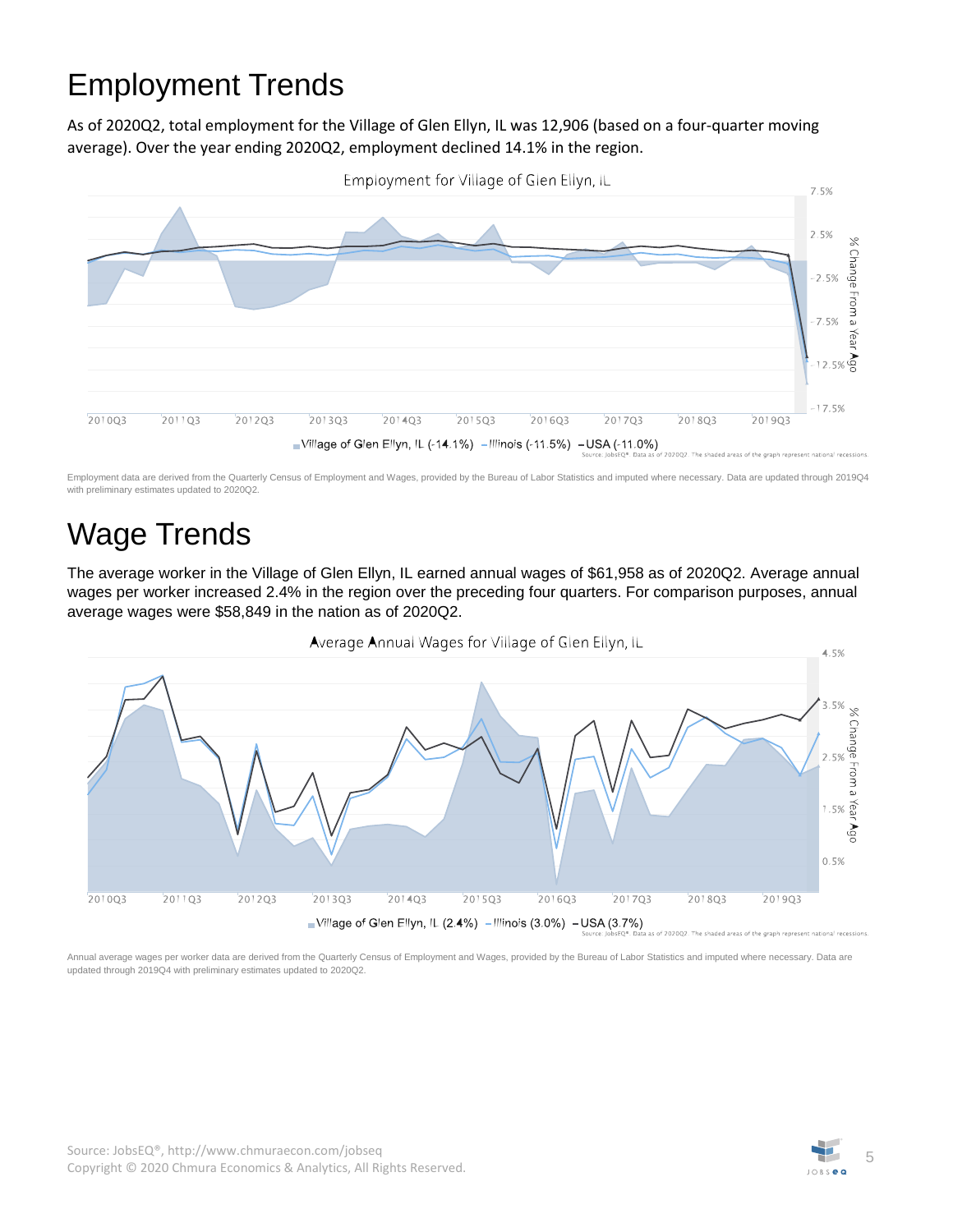# Employment Trends

As of 2020Q2, total employment for the Village of Glen Ellyn, IL was 12,906 (based on a four-quarter moving average). Over the year ending 2020Q2, employment declined 14.1% in the region.

Employment for Village of Glen Ellyn, IL

Village of Glen Ellyn, IL (-14.1%) Illinois (-11.5%) USA (-11.0%)

Source: JobsEQ®. Data as of 2020Q2. The shaded areas of the graph represent national recessions.

Employment data are derived from the Quarterly Census of Employment and Wages, provided by the Bureau of Labor Statistics and imputed where necessary. Data are updated through 2019Q4 with preliminary estimates updated to 2020Q2.

# Wage Trends

The average worker in the Village of Glen Ellyn, IL earned annual wages of $61,958 as of 2020Q2. Average annual wages per worker increased 2.4% in the region over the preceding four quarters. For comparison purposes, annual average wages were $58,849 in the nation as of 2020Q2.

Average Annual Wages for Village of Glen Ellyn, IL

Village of Glen Ellyn, IL (2.4%) Illinois (3.0%) USA (3.7%)

Source: JobsEQ®. Data as of 2020Q2. The shaded areas of the graph represent national recessions.

Annual average wages per worker data are derived from the Quarterly Census of Employment and Wages, provided by the Bureau of Labor Statistics and imputed where necessary. Data are updated through 2019Q4 with preliminary estimates updated to 2020Q2.

Source: JobsEQ®, http://www.chmuraecon.com/jobseq
Copyright © 2020 Chmura Economics & Analytics, All Rights Reserved.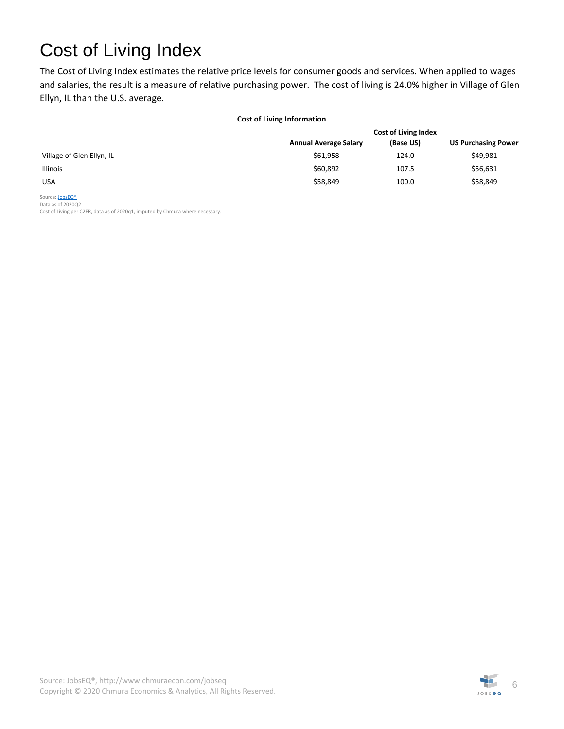# Cost of Living Index

The Cost of Living Index estimates the relative price levels for consumer goods and services. When applied to wages and salaries, the result is a measure of relative purchasing power. The cost of living is 24.0% higher in Village of Glen Ellyn, IL than the U.S. average.

**Cost of Living Information**

| | Annual Average Salary | Cost of Living Index (Base US) | US Purchasing Power |
|---|---|---|---|
| Village of Glen Ellyn, IL | $61,958 | 124.0 | $49,981 |
| Illinois | $60,892 | 107.5 | $56,631 |
| USA | $58,849 | 100.0 | $58,849 |

Source: JobsEQ®
Data as of 2020Q2
Cost of Living per C2ER, data as of 2020q1, imputed by Chmura where necessary.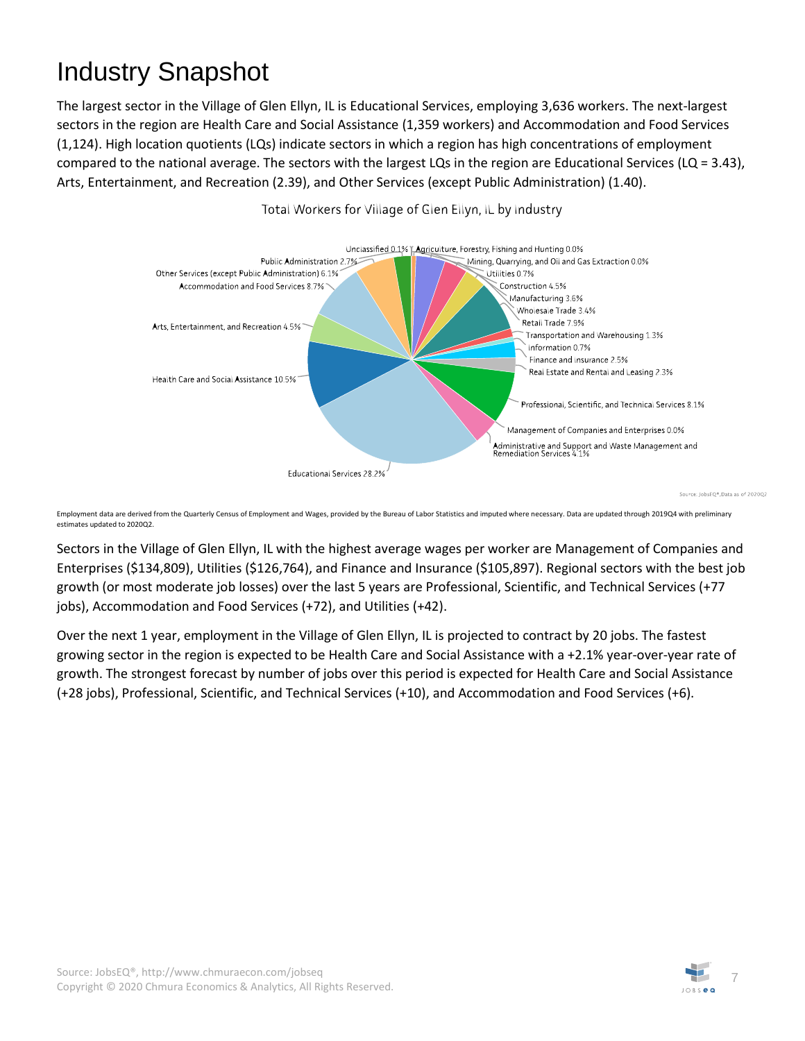# Industry Snapshot

The largest sector in the Village of Glen Ellyn, IL is Educational Services, employing 3,636 workers. The next-largest sectors in the region are Health Care and Social Assistance (1,359 workers) and Accommodation and Food Services (1,124). High location quotients (LQs) indicate sectors in which a region has high concentrations of employment compared to the national average. The sectors with the largest LQs in the region are Educational Services (LQ = 3.43), Arts, Entertainment, and Recreation (2.39), and Other Services (except Public Administration) (1.40).

Total Workers for Village of Glen Ellyn, IL by Industry

| Industry | Share |
|---|---|
| Agriculture, Forestry, Fishing and Hunting | 0.0% |
| Mining, Quarrying, and Oil and Gas Extraction | 0.0% |
| Utilities | 0.7% |
| Construction | 4.5% |
| Manufacturing | 3.6% |
| Wholesale Trade | 3.4% |
| Retail Trade | 7.9% |
| Transportation and Warehousing | 1.3% |
| Information | 0.7% |
| Finance and Insurance | 2.5% |
| Real Estate and Rental and Leasing | 2.3% |
| Professional, Scientific, and Technical Services | 8.1% |
| Management of Companies and Enterprises | 0.0% |
| Administrative and Support and Waste Management and Remediation Services | 4.1% |
| Educational Services | 28.2% |
| Health Care and Social Assistance | 10.5% |
| Arts, Entertainment, and Recreation | 4.5% |
| Accommodation and Food Services | 8.7% |
| Other Services (except Public Administration) | 6.1% |
| Public Administration | 2.7% |
| Unclassified | 0.1% |

Source: JobsEQ®, Data as of 2020Q2

Employment data are derived from the Quarterly Census of Employment and Wages, provided by the Bureau of Labor Statistics and imputed where necessary. Data are updated through 2019Q4 with preliminary estimates updated to 2020Q2.

Sectors in the Village of Glen Ellyn, IL with the highest average wages per worker are Management of Companies and Enterprises ($134,809), Utilities ($126,764), and Finance and Insurance ($105,897). Regional sectors with the best job growth (or most moderate job losses) over the last 5 years are Professional, Scientific, and Technical Services (+77 jobs), Accommodation and Food Services (+72), and Utilities (+42).

Over the next 1 year, employment in the Village of Glen Ellyn, IL is projected to contract by 20 jobs. The fastest growing sector in the region is expected to be Health Care and Social Assistance with a +2.1% year-over-year rate of growth. The strongest forecast by number of jobs over this period is expected for Health Care and Social Assistance (+28 jobs), Professional, Scientific, and Technical Services (+10), and Accommodation and Food Services (+6).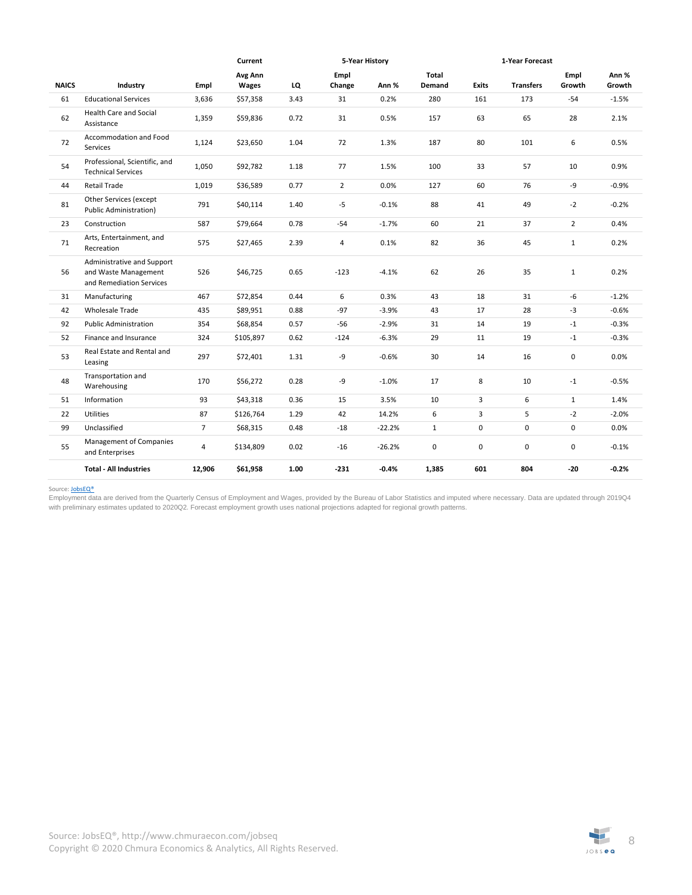| | | Current | | | 5-Year History | | | 1-Year Forecast | | | |
|---|---|---|---|---|---|---|---|---|---|---|---|
| NAICS | Industry | Empl | Avg Ann Wages | LQ | Empl Change | Ann % | Total Demand | Exits | Transfers | Empl Growth | Ann % Growth |
| 61 | Educational Services | 3,636 | $57,358 | 3.43 | 31 | 0.2% | 280 | 161 | 173 | -54 | -1.5% |
| 62 | Health Care and Social Assistance | 1,359 | $59,836 | 0.72 | 31 | 0.5% | 157 | 63 | 65 | 28 | 2.1% |
| 72 | Accommodation and Food Services | 1,124 | $23,650 | 1.04 | 72 | 1.3% | 187 | 80 | 101 | 6 | 0.5% |
| 54 | Professional, Scientific, and Technical Services | 1,050 | $92,782 | 1.18 | 77 | 1.5% | 100 | 33 | 57 | 10 | 0.9% |
| 44 | Retail Trade | 1,019 | $36,589 | 0.77 | 2 | 0.0% | 127 | 60 | 76 | -9 | -0.9% |
| 81 | Other Services (except Public Administration) | 791 | $40,114 | 1.40 | -5 | -0.1% | 88 | 41 | 49 | -2 | -0.2% |
| 23 | Construction | 587 | $79,664 | 0.78 | -54 | -1.7% | 60 | 21 | 37 | 2 | 0.4% |
| 71 | Arts, Entertainment, and Recreation | 575 | $27,465 | 2.39 | 4 | 0.1% | 82 | 36 | 45 | 1 | 0.2% |
| 56 | Administrative and Support and Waste Management and Remediation Services | 526 | $46,725 | 0.65 | -123 | -4.1% | 62 | 26 | 35 | 1 | 0.2% |
| 31 | Manufacturing | 467 | $72,854 | 0.44 | 6 | 0.3% | 43 | 18 | 31 | -6 | -1.2% |
| 42 | Wholesale Trade | 435 | $89,951 | 0.88 | -97 | -3.9% | 43 | 17 | 28 | -3 | -0.6% |
| 92 | Public Administration | 354 | $68,854 | 0.57 | -56 | -2.9% | 31 | 14 | 19 | -1 | -0.3% |
| 52 | Finance and Insurance | 324 | $105,897 | 0.62 | -124 | -6.3% | 29 | 11 | 19 | -1 | -0.3% |
| 53 | Real Estate and Rental and Leasing | 297 | $72,401 | 1.31 | -9 | -0.6% | 30 | 14 | 16 | 0 | 0.0% |
| 48 | Transportation and Warehousing | 170 | $56,272 | 0.28 | -9 | -1.0% | 17 | 8 | 10 | -1 | -0.5% |
| 51 | Information | 93 | $43,318 | 0.36 | 15 | 3.5% | 10 | 3 | 6 | 1 | 1.4% |
| 22 | Utilities | 87 | $126,764 | 1.29 | 42 | 14.2% | 6 | 3 | 5 | -2 | -2.0% |
| 99 | Unclassified | 7 | $68,315 | 0.48 | -18 | -22.2% | 1 | 0 | 0 | 0 | 0.0% |
| 55 | Management of Companies and Enterprises | 4 | $134,809 | 0.02 | -16 | -26.2% | 0 | 0 | 0 | 0 | -0.1% |
| | **Total - All Industries** | **12,906** | **$61,958** | **1.00** | **-231** | **-0.4%** | **1,385** | **601** | **804** | **-20** | **-0.2%** |

Source: JobsEQ®

Employment data are derived from the Quarterly Census of Employment and Wages, provided by the Bureau of Labor Statistics and imputed where necessary. Data are updated through 2019Q4 with preliminary estimates updated to 2020Q2. Forecast employment growth uses national projections adapted for regional growth patterns.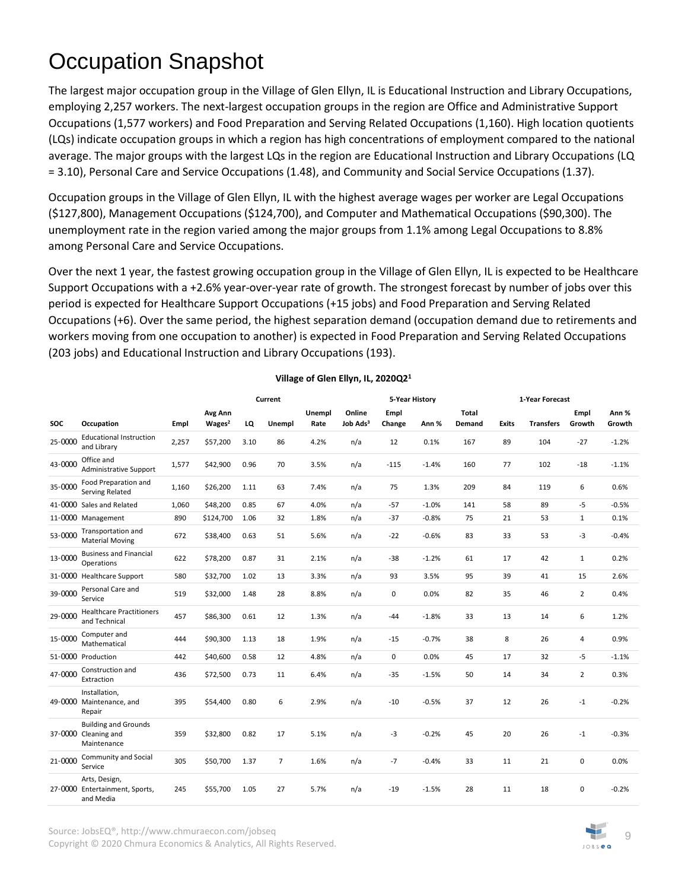# Occupation Snapshot

The largest major occupation group in the Village of Glen Ellyn, IL is Educational Instruction and Library Occupations, employing 2,257 workers. The next-largest occupation groups in the region are Office and Administrative Support Occupations (1,577 workers) and Food Preparation and Serving Related Occupations (1,160). High location quotients (LQs) indicate occupation groups in which a region has high concentrations of employment compared to the national average. The major groups with the largest LQs in the region are Educational Instruction and Library Occupations (LQ = 3.10), Personal Care and Service Occupations (1.48), and Community and Social Service Occupations (1.37).

Occupation groups in the Village of Glen Ellyn, IL with the highest average wages per worker are Legal Occupations ($127,800), Management Occupations ($124,700), and Computer and Mathematical Occupations ($90,300). The unemployment rate in the region varied among the major groups from 1.1% among Legal Occupations to 8.8% among Personal Care and Service Occupations.

Over the next 1 year, the fastest growing occupation group in the Village of Glen Ellyn, IL is expected to be Healthcare Support Occupations with a +2.6% year-over-year rate of growth. The strongest forecast by number of jobs over this period is expected for Healthcare Support Occupations (+15 jobs) and Food Preparation and Serving Related Occupations (+6). Over the same period, the highest separation demand (occupation demand due to retirements and workers moving from one occupation to another) is expected in Food Preparation and Serving Related Occupations (203 jobs) and Educational Instruction and Library Occupations (193).

**Village of Glen Ellyn, IL, 2020Q2[1]**

| | | Current | | | | | | 5-Year History | | 1-Year Forecast | | | | |
|---|---|---|---|---|---|---|---|---|---|---|---|---|---|---|
| SOC | Occupation | Empl | Avg Ann Wages[2] | LQ | Unempl | Unempl Rate | Online Job Ads[3] | Empl Change | Ann % | Total Demand | Exits | Transfers | Empl Growth | Ann % Growth |
| 25-0000 | Educational Instruction and Library | 2,257 | $57,200 | 3.10 | 86 | 4.2% | n/a | 12 | 0.1% | 167 | 89 | 104 | -27 | -1.2% |
| 43-0000 | Office and Administrative Support | 1,577 | $42,900 | 0.96 | 70 | 3.5% | n/a | -115 | -1.4% | 160 | 77 | 102 | -18 | -1.1% |
| 35-0000 | Food Preparation and Serving Related | 1,160 | $26,200 | 1.11 | 63 | 7.4% | n/a | 75 | 1.3% | 209 | 84 | 119 | 6 | 0.6% |
| 41-0000 | Sales and Related | 1,060 | $48,200 | 0.85 | 67 | 4.0% | n/a | -57 | -1.0% | 141 | 58 | 89 | -5 | -0.5% |
| 11-0000 | Management | 890 | $124,700 | 1.06 | 32 | 1.8% | n/a | -37 | -0.8% | 75 | 21 | 53 | 1 | 0.1% |
| 53-0000 | Transportation and Material Moving | 672 | $38,400 | 0.63 | 51 | 5.6% | n/a | -22 | -0.6% | 83 | 33 | 53 | -3 | -0.4% |
| 13-0000 | Business and Financial Operations | 622 | $78,200 | 0.87 | 31 | 2.1% | n/a | -38 | -1.2% | 61 | 17 | 42 | 1 | 0.2% |
| 31-0000 | Healthcare Support | 580 | $32,700 | 1.02 | 13 | 3.3% | n/a | 93 | 3.5% | 95 | 39 | 41 | 15 | 2.6% |
| 39-0000 | Personal Care and Service | 519 | $32,000 | 1.48 | 28 | 8.8% | n/a | 0 | 0.0% | 82 | 35 | 46 | 2 | 0.4% |
| 29-0000 | Healthcare Practitioners and Technical | 457 | $86,300 | 0.61 | 12 | 1.3% | n/a | -44 | -1.8% | 33 | 13 | 14 | 6 | 1.2% |
| 15-0000 | Computer and Mathematical | 444 | $90,300 | 1.13 | 18 | 1.9% | n/a | -15 | -0.7% | 38 | 8 | 26 | 4 | 0.9% |
| 51-0000 | Production | 442 | $40,600 | 0.58 | 12 | 4.8% | n/a | 0 | 0.0% | 45 | 17 | 32 | -5 | -1.1% |
| 47-0000 | Construction and Extraction | 436 | $72,500 | 0.73 | 11 | 6.4% | n/a | -35 | -1.5% | 50 | 14 | 34 | 2 | 0.3% |
| 49-0000 | Installation, Maintenance, and Repair | 395 | $54,400 | 0.80 | 6 | 2.9% | n/a | -10 | -0.5% | 37 | 12 | 26 | -1 | -0.2% |
| 37-0000 | Building and Grounds Cleaning and Maintenance | 359 | $32,800 | 0.82 | 17 | 5.1% | n/a | -3 | -0.2% | 45 | 20 | 26 | -1 | -0.3% |
| 21-0000 | Community and Social Service | 305 | $50,700 | 1.37 | 7 | 1.6% | n/a | -7 | -0.4% | 33 | 11 | 21 | 0 | 0.0% |
| 27-0000 | Arts, Design, Entertainment, Sports, and Media | 245 | $55,700 | 1.05 | 27 | 5.7% | n/a | -19 | -1.5% | 28 | 11 | 18 | 0 | -0.2% |

Source: JobsEQ®, http://www.chmuraecon.com/jobseq
Copyright © 2020 Chmura Economics & Analytics, All Rights Reserved.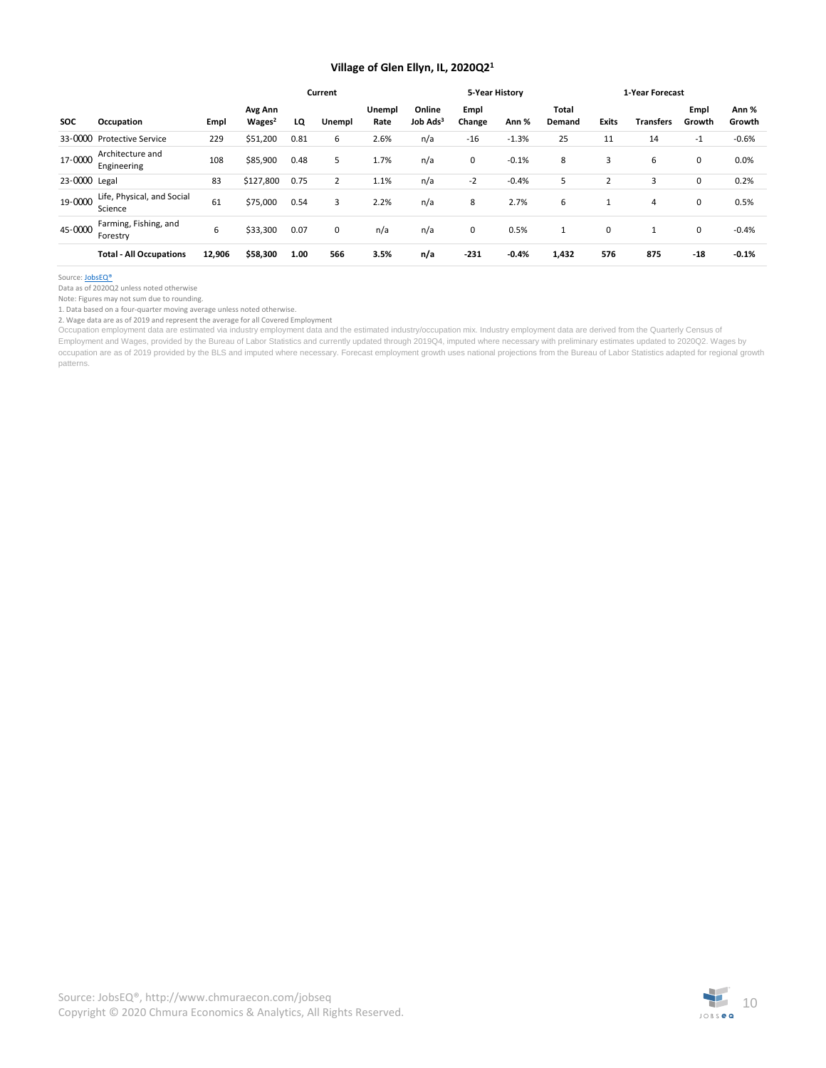### Village of Glen Ellyn, IL, 2020Q2[1]

| | | Current | | | | | | 5-Year History | | 1-Year Forecast | | | | |
|---|---|---|---|---|---|---|---|---|---|---|---|---|---|---|
| SOC | Occupation | Empl | Avg Ann Wages[2] | LQ | Unempl | Unempl Rate | Online Job Ads[3] | Empl Change | Ann % | Total Demand | Exits | Transfers | Empl Growth | Ann % Growth |
| 33-0000 | Protective Service | 229 | $51,200 | 0.81 | 6 | 2.6% | n/a | -16 | -1.3% | 25 | 11 | 14 | -1 | -0.6% |
| 17-0000 | Architecture and Engineering | 108 | $85,900 | 0.48 | 5 | 1.7% | n/a | 0 | -0.1% | 8 | 3 | 6 | 0 | 0.0% |
| 23-0000 | Legal | 83 | $127,800 | 0.75 | 2 | 1.1% | n/a | -2 | -0.4% | 5 | 2 | 3 | 0 | 0.2% |
| 19-0000 | Life, Physical, and Social Science | 61 | $75,000 | 0.54 | 3 | 2.2% | n/a | 8 | 2.7% | 6 | 1 | 4 | 0 | 0.5% |
| 45-0000 | Farming, Fishing, and Forestry | 6 | $33,300 | 0.07 | 0 | n/a | n/a | 0 | 0.5% | 1 | 0 | 1 | 0 | -0.4% |
| | **Total - All Occupations** | **12,906** | **$58,300** | **1.00** | **566** | **3.5%** | **n/a** | **-231** | **-0.4%** | **1,432** | **576** | **875** | **-18** | **-0.1%** |

Source: JobsEQ®

Data as of 2020Q2 unless noted otherwise

Note: Figures may not sum due to rounding.

1. Data based on a four-quarter moving average unless noted otherwise.

2. Wage data are as of 2019 and represent the average for all Covered Employment

Occupation employment data are estimated via industry employment data and the estimated industry/occupation mix. Industry employment data are derived from the Quarterly Census of Employment and Wages, provided by the Bureau of Labor Statistics and currently updated through 2019Q4, imputed where necessary with preliminary estimates updated to 2020Q2. Wages by occupation are as of 2019 provided by the BLS and imputed where necessary. Forecast employment growth uses national projections from the Bureau of Labor Statistics adapted for regional growth patterns.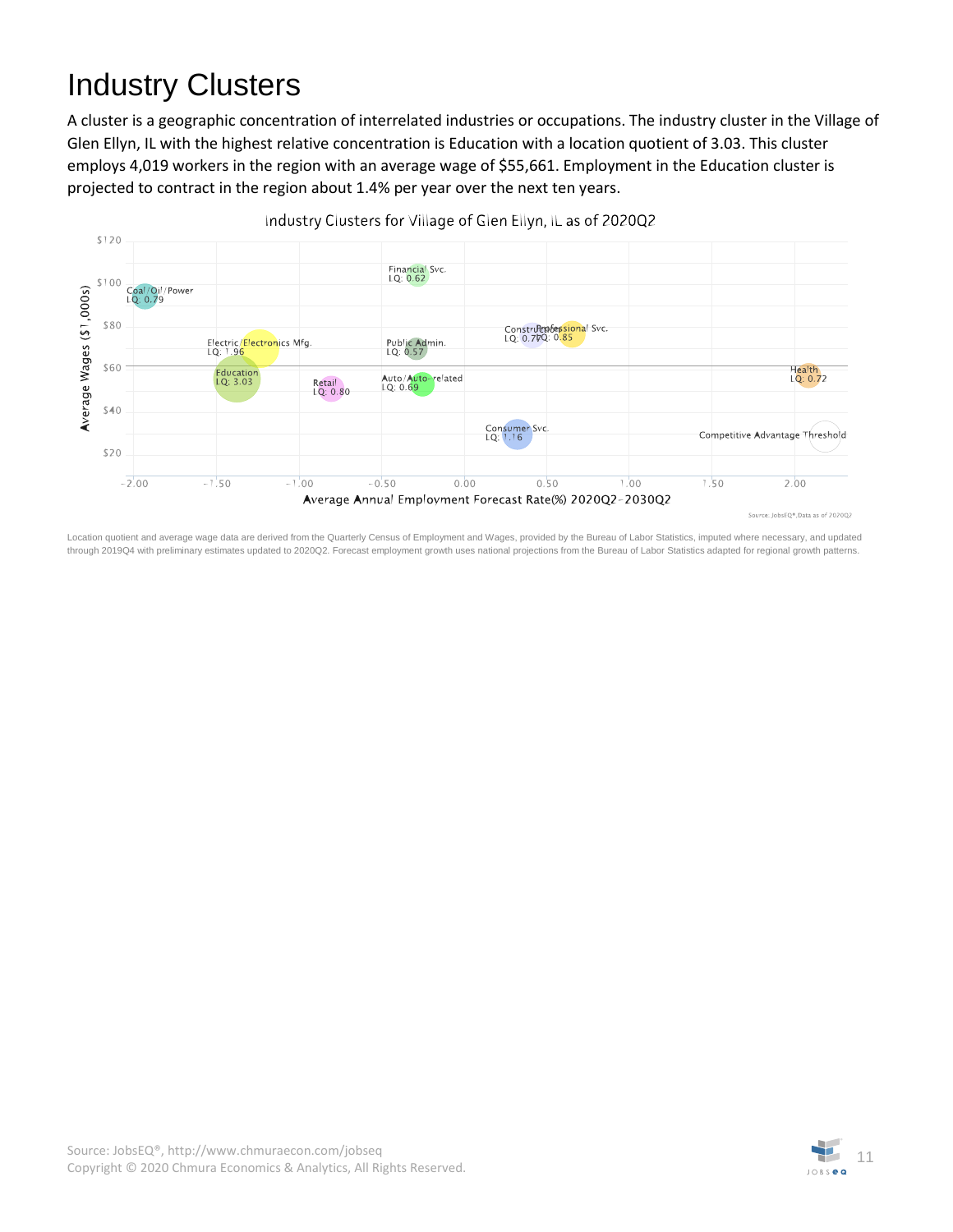# Industry Clusters

A cluster is a geographic concentration of interrelated industries or occupations. The industry cluster in the Village of Glen Ellyn, IL with the highest relative concentration is Education with a location quotient of 3.03. This cluster employs 4,019 workers in the region with an average wage of $55,661. Employment in the Education cluster is projected to contract in the region about 1.4% per year over the next ten years.

Industry Clusters for Village of Glen Ellyn, IL as of 2020Q2

Location quotient and average wage data are derived from the Quarterly Census of Employment and Wages, provided by the Bureau of Labor Statistics, imputed where necessary, and updated through 2019Q4 with preliminary estimates updated to 2020Q2. Forecast employment growth uses national projections from the Bureau of Labor Statistics adapted for regional growth patterns.

Source: JobsEQ®, http://www.chmuraecon.com/jobseq
Copyright © 2020 Chmura Economics & Analytics, All Rights Reserved.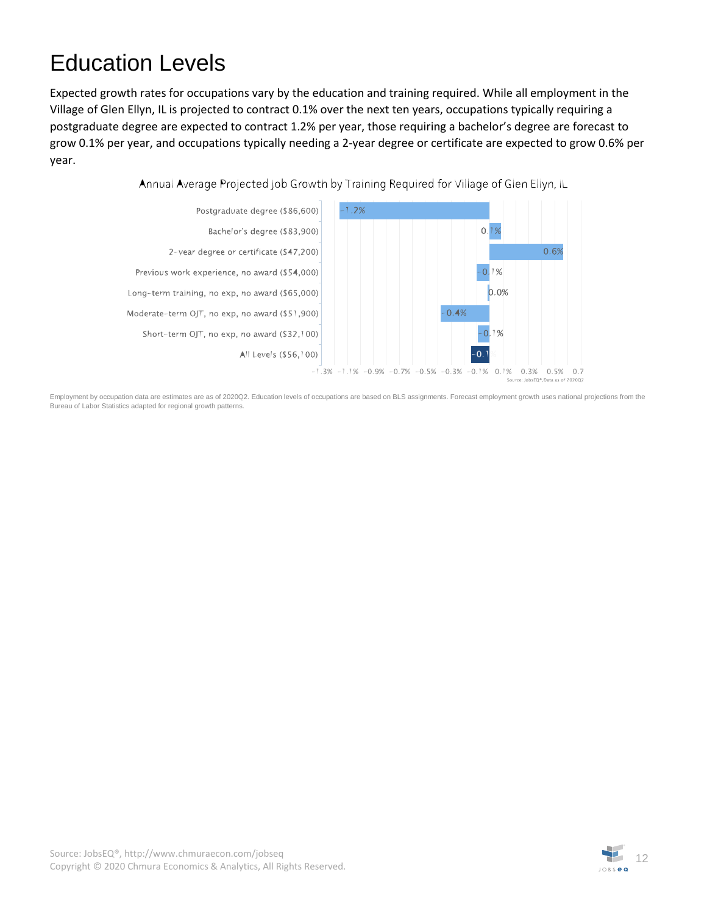# Education Levels

Expected growth rates for occupations vary by the education and training required. While all employment in the Village of Glen Ellyn, IL is projected to contract 0.1% over the next ten years, occupations typically requiring a postgraduate degree are expected to contract 1.2% per year, those requiring a bachelor's degree are forecast to grow 0.1% per year, and occupations typically needing a 2-year degree or certificate are expected to grow 0.6% per year.

Annual Average Projected Job Growth by Training Required for Village of Glen Ellyn, IL

| Training Required | Growth |
| --- | --- |
| Postgraduate degree ($86,600) | -1.2% |
| Bachelor's degree ($83,900) | 0.1% |
| 2-year degree or certificate ($47,200) | 0.6% |
| Previous work experience, no award ($54,000) | -0.1% |
| Long-term training, no exp, no award ($65,000) | 0.0% |
| Moderate-term OJT, no exp, no award ($51,900) | -0.4% |
| Short-term OJT, no exp, no award ($32,100) | -0.1% |
| All Levels ($56,100) | -0.1 |

Source: JobsEQ®, Data as of 2020Q2

Employment by occupation data are estimates are as of 2020Q2. Education levels of occupations are based on BLS assignments. Forecast employment growth uses national projections from the Bureau of Labor Statistics adapted for regional growth patterns.

Source: JobsEQ®, http://www.chmuraecon.com/jobseq
Copyright © 2020 Chmura Economics & Analytics, All Rights Reserved.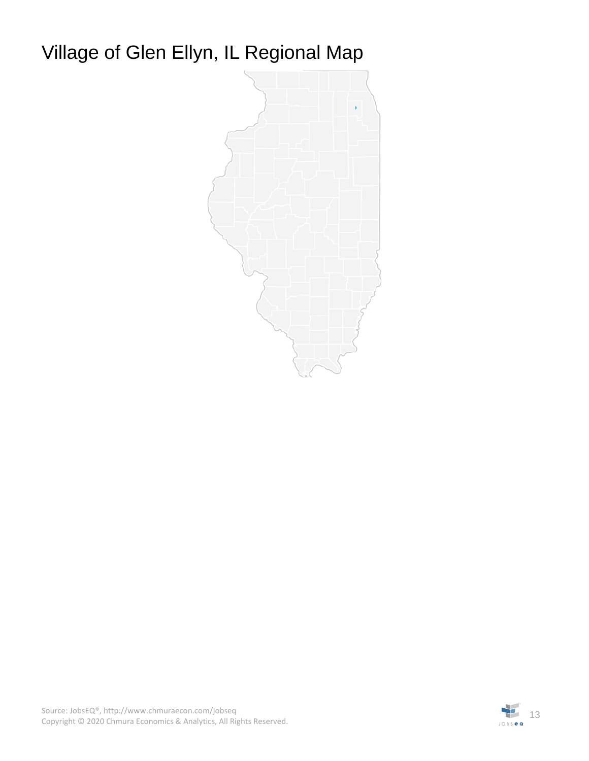# Village of Glen Ellyn, IL Regional Map

Source: JobsEQ®, http://www.chmuraecon.com/jobseq
Copyright © 2020 Chmura Economics & Analytics, All Rights Reserved.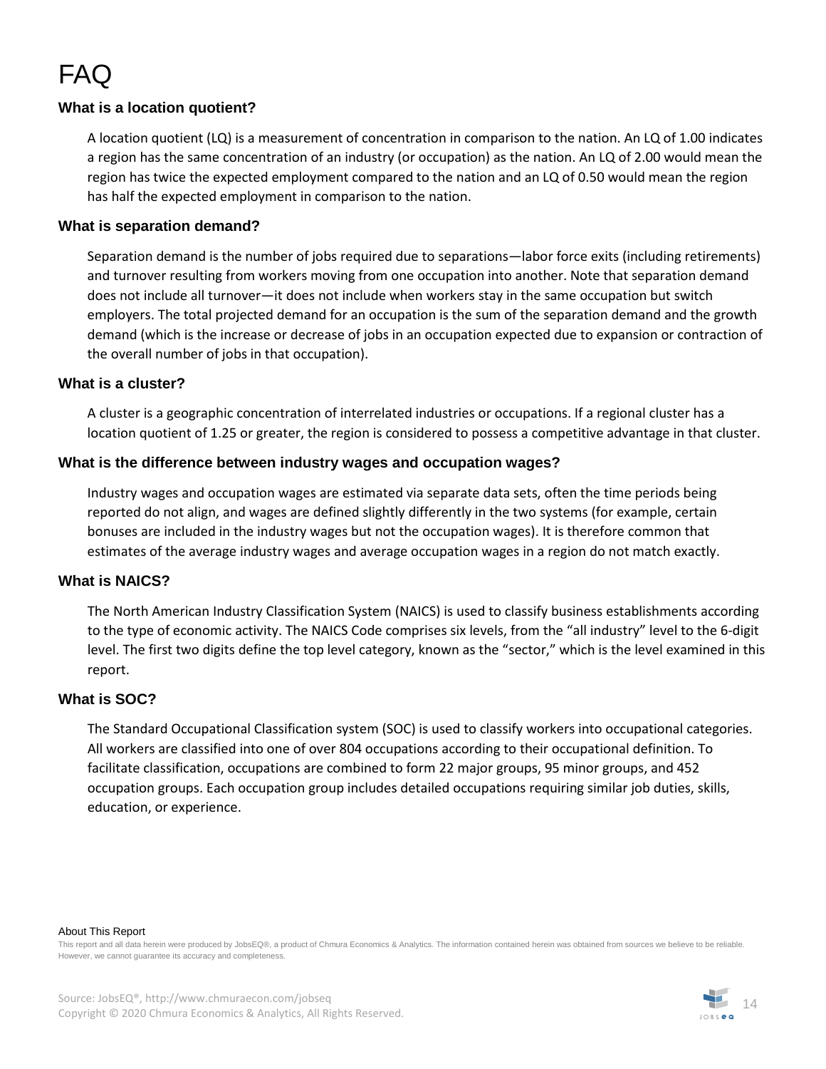# FAQ

### What is a location quotient?

A location quotient (LQ) is a measurement of concentration in comparison to the nation. An LQ of 1.00 indicates a region has the same concentration of an industry (or occupation) as the nation. An LQ of 2.00 would mean the region has twice the expected employment compared to the nation and an LQ of 0.50 would mean the region has half the expected employment in comparison to the nation.

### What is separation demand?

Separation demand is the number of jobs required due to separations—labor force exits (including retirements) and turnover resulting from workers moving from one occupation into another. Note that separation demand does not include all turnover—it does not include when workers stay in the same occupation but switch employers. The total projected demand for an occupation is the sum of the separation demand and the growth demand (which is the increase or decrease of jobs in an occupation expected due to expansion or contraction of the overall number of jobs in that occupation).

### What is a cluster?

A cluster is a geographic concentration of interrelated industries or occupations. If a regional cluster has a location quotient of 1.25 or greater, the region is considered to possess a competitive advantage in that cluster.

### What is the difference between industry wages and occupation wages?

Industry wages and occupation wages are estimated via separate data sets, often the time periods being reported do not align, and wages are defined slightly differently in the two systems (for example, certain bonuses are included in the industry wages but not the occupation wages). It is therefore common that estimates of the average industry wages and average occupation wages in a region do not match exactly.

### What is NAICS?

The North American Industry Classification System (NAICS) is used to classify business establishments according to the type of economic activity. The NAICS Code comprises six levels, from the "all industry" level to the 6-digit level. The first two digits define the top level category, known as the "sector," which is the level examined in this report.

### What is SOC?

The Standard Occupational Classification system (SOC) is used to classify workers into occupational categories. All workers are classified into one of over 804 occupations according to their occupational definition. To facilitate classification, occupations are combined to form 22 major groups, 95 minor groups, and 452 occupation groups. Each occupation group includes detailed occupations requiring similar job duties, skills, education, or experience.

About This Report

This report and all data herein were produced by JobsEQ®, a product of Chmura Economics & Analytics. The information contained herein was obtained from sources we believe to be reliable. However, we cannot guarantee its accuracy and completeness.

Source: JobsEQ®, http://www.chmuraecon.com/jobseq
Copyright © 2020 Chmura Economics & Analytics, All Rights Reserved.